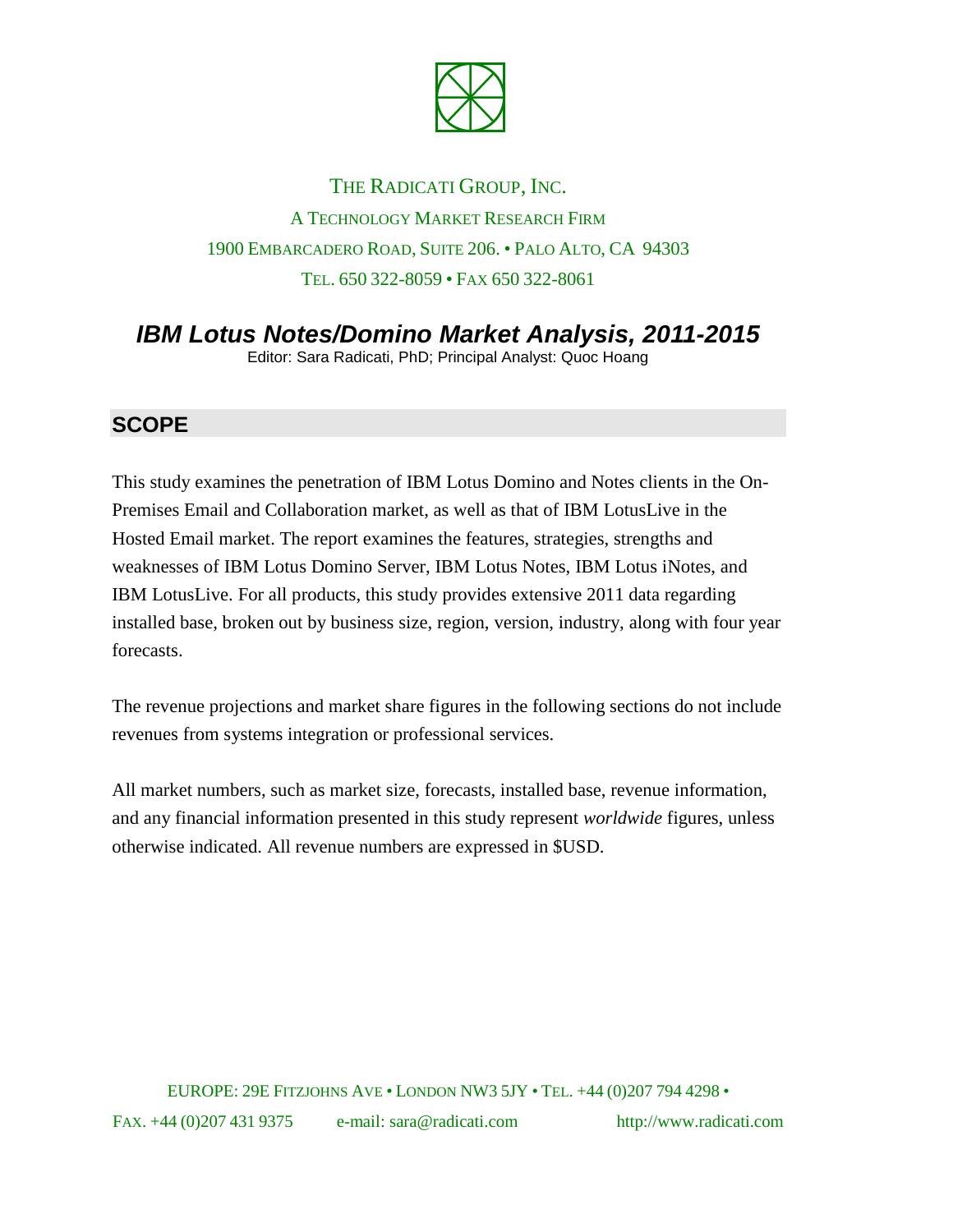THE RADICATI GROUP, INC.

A TECHNOLOGY MARKET RESEARCH FIRM

1900 EMBARCADERO ROAD, SUITE 206. • PALO ALTO, CA 94303

TEL. 650 322-8059 • FAX 650 322-8061

# *IBM Lotus Notes/Domino Market Analysis, 2011-2015*

Editor: Sara Radicati, PhD; Principal Analyst: Quoc Hoang

## SCOPE

This study examines the penetration of IBM Lotus Domino and Notes clients in the On-Premises Email and Collaboration market, as well as that of IBM LotusLive in the Hosted Email market. The report examines the features, strategies, strengths and weaknesses of IBM Lotus Domino Server, IBM Lotus Notes, IBM Lotus iNotes, and IBM LotusLive. For all products, this study provides extensive 2011 data regarding installed base, broken out by business size, region, version, industry, along with four year forecasts.

The revenue projections and market share figures in the following sections do not include revenues from systems integration or professional services.

All market numbers, such as market size, forecasts, installed base, revenue information, and any financial information presented in this study represent *worldwide* figures, unless otherwise indicated. All revenue numbers are expressed in $USD.

EUROPE: 29E FITZJOHNS AVE • LONDON NW3 5JY • TEL. +44 (0)207 794 4298 •

FAX. +44 (0)207 431 9375 e-mail: sara@radicati.com http://www.radicati.com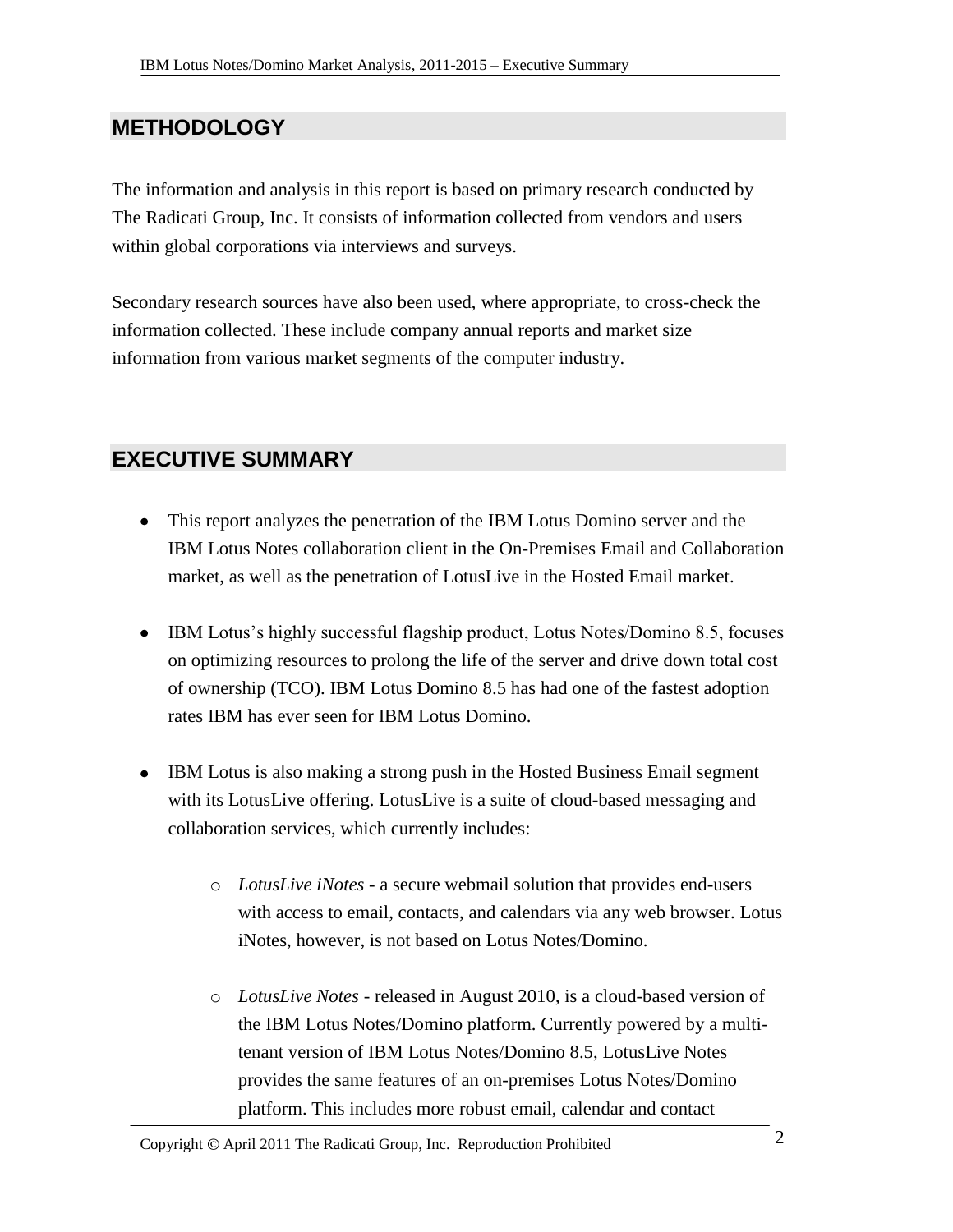## METHODOLOGY

The information and analysis in this report is based on primary research conducted by The Radicati Group, Inc. It consists of information collected from vendors and users within global corporations via interviews and surveys.

Secondary research sources have also been used, where appropriate, to cross-check the information collected. These include company annual reports and market size information from various market segments of the computer industry.

## EXECUTIVE SUMMARY

- This report analyzes the penetration of the IBM Lotus Domino server and the IBM Lotus Notes collaboration client in the On-Premises Email and Collaboration market, as well as the penetration of LotusLive in the Hosted Email market.

- IBM Lotus's highly successful flagship product, Lotus Notes/Domino 8.5, focuses on optimizing resources to prolong the life of the server and drive down total cost of ownership (TCO). IBM Lotus Domino 8.5 has had one of the fastest adoption rates IBM has ever seen for IBM Lotus Domino.

- IBM Lotus is also making a strong push in the Hosted Business Email segment with its LotusLive offering. LotusLive is a suite of cloud-based messaging and collaboration services, which currently includes:

    - *LotusLive iNotes* - a secure webmail solution that provides end-users with access to email, contacts, and calendars via any web browser. Lotus iNotes, however, is not based on Lotus Notes/Domino.

    - *LotusLive Notes* - released in August 2010, is a cloud-based version of the IBM Lotus Notes/Domino platform. Currently powered by a multi-tenant version of IBM Lotus Notes/Domino 8.5, LotusLive Notes provides the same features of an on-premises Lotus Notes/Domino platform. This includes more robust email, calendar and contact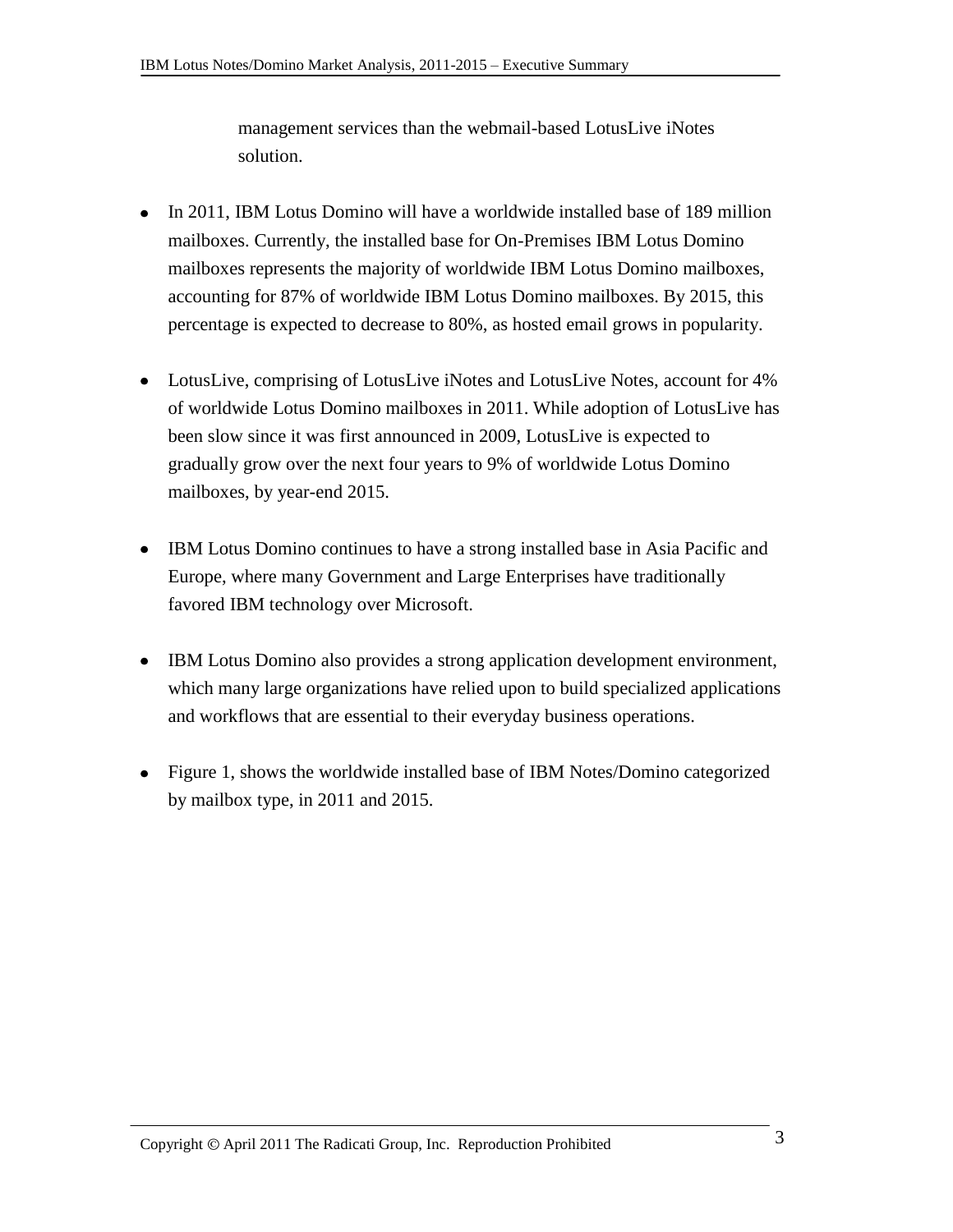management services than the webmail-based LotusLive iNotes solution.

- In 2011, IBM Lotus Domino will have a worldwide installed base of 189 million mailboxes. Currently, the installed base for On-Premises IBM Lotus Domino mailboxes represents the majority of worldwide IBM Lotus Domino mailboxes, accounting for 87% of worldwide IBM Lotus Domino mailboxes. By 2015, this percentage is expected to decrease to 80%, as hosted email grows in popularity.

- LotusLive, comprising of LotusLive iNotes and LotusLive Notes, account for 4% of worldwide Lotus Domino mailboxes in 2011. While adoption of LotusLive has been slow since it was first announced in 2009, LotusLive is expected to gradually grow over the next four years to 9% of worldwide Lotus Domino mailboxes, by year-end 2015.

- IBM Lotus Domino continues to have a strong installed base in Asia Pacific and Europe, where many Government and Large Enterprises have traditionally favored IBM technology over Microsoft.

- IBM Lotus Domino also provides a strong application development environment, which many large organizations have relied upon to build specialized applications and workflows that are essential to their everyday business operations.

- Figure 1, shows the worldwide installed base of IBM Notes/Domino categorized by mailbox type, in 2011 and 2015.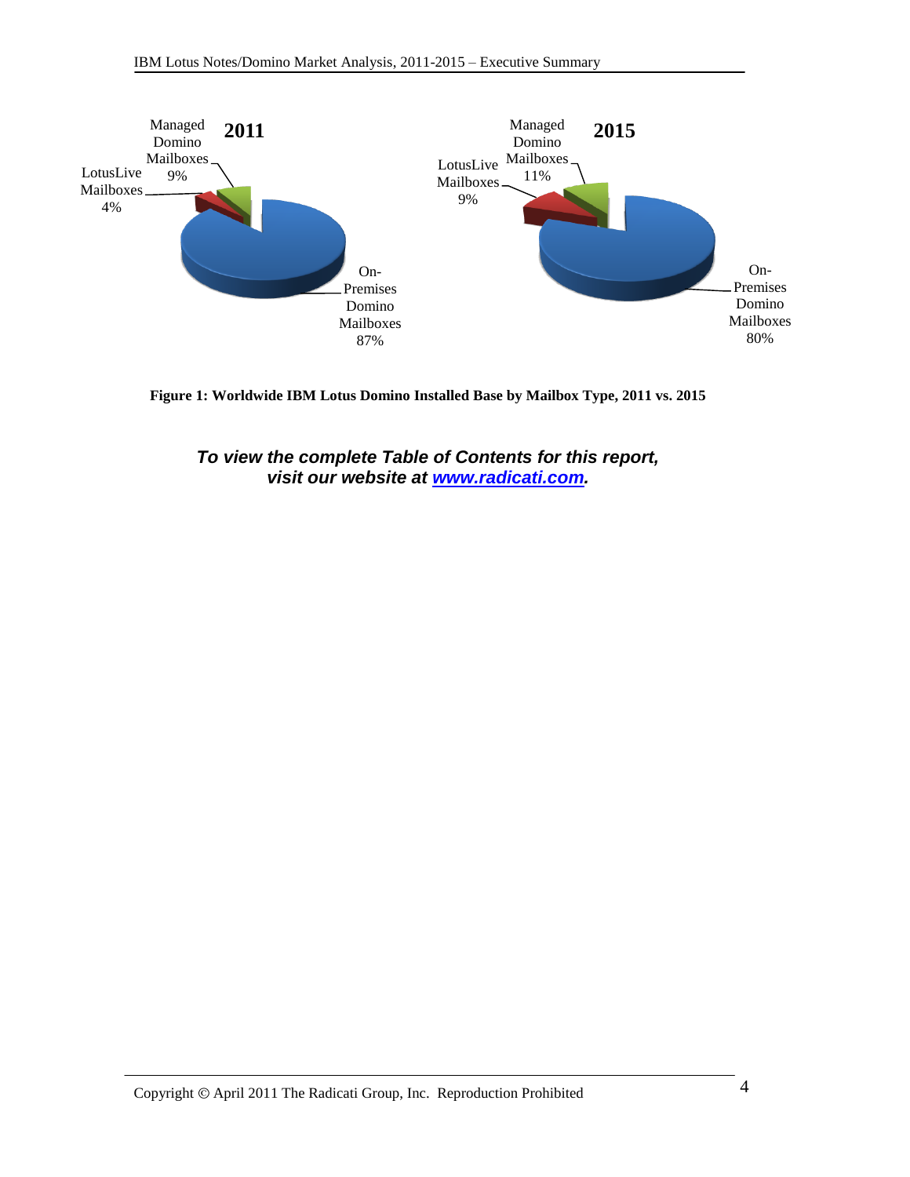2011

Managed Domino Mailboxes 9%

LotusLive Mailboxes 4%

On-Premises Domino Mailboxes 87%

2015

Managed Domino Mailboxes 11%

LotusLive Mailboxes 9%

On-Premises Domino Mailboxes 80%

**Figure 1: Worldwide IBM Lotus Domino Installed Base by Mailbox Type, 2011 vs. 2015**

***To view the complete Table of Contents for this report, visit our website at [www.radicati.com](http://www.radicati.com).***